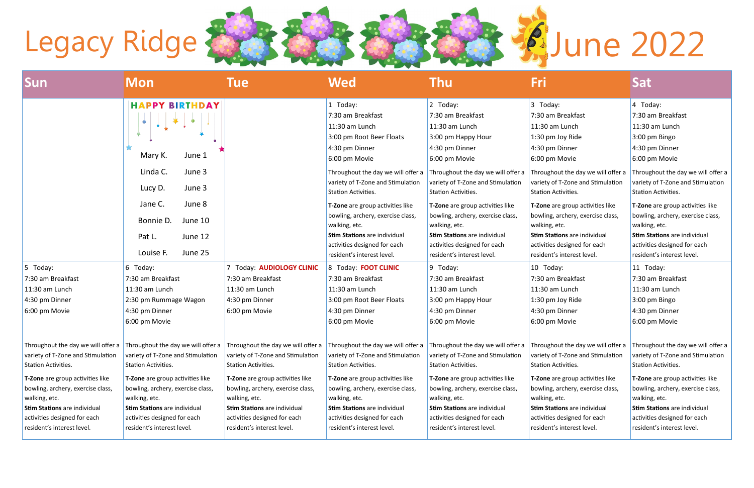# Legacy Ridge June 2022

| Sun | Mon | Tue | Wed | Thu | Fri | Sat |
|---|---|---|---|---|---|---|
| | **HAPPY BIRTHDAY**<br>Mary K. June 1<br>Linda C. June 3<br>Lucy D. June 3<br>Jane C. June 8<br>Bonnie D. June 10<br>Pat L. June 12<br>Louise F. June 25 | | 1 Today:<br>7:30 am Breakfast<br>11:30 am Lunch<br>3:00 pm Root Beer Floats<br>4:30 pm Dinner<br>6:00 pm Movie<br>Throughout the day we will offer a variety of T-Zone and Stimulation Station Activities.<br>**T-Zone** are group activities like bowling, archery, exercise class, walking, etc.<br>**Stim Stations** are individual activities designed for each resident's interest level. | 2 Today:<br>7:30 am Breakfast<br>11:30 am Lunch<br>3:00 pm Happy Hour<br>4:30 pm Dinner<br>6:00 pm Movie<br>Throughout the day we will offer a variety of T-Zone and Stimulation Station Activities.<br>**T-Zone** are group activities like bowling, archery, exercise class, walking, etc.<br>**Stim Stations** are individual activities designed for each resident's interest level. | 3 Today:<br>7:30 am Breakfast<br>11:30 am Lunch<br>1:30 pm Joy Ride<br>4:30 pm Dinner<br>6:00 pm Movie<br>Throughout the day we will offer a variety of T-Zone and Stimulation Station Activities.<br>**T-Zone** are group activities like bowling, archery, exercise class, walking, etc.<br>**Stim Stations** are individual activities designed for each resident's interest level. | 4 Today:<br>7:30 am Breakfast<br>11:30 am Lunch<br>3:00 pm Bingo<br>4:30 pm Dinner<br>6:00 pm Movie<br>Throughout the day we will offer a variety of T-Zone and Stimulation Station Activities.<br>**T-Zone** are group activities like bowling, archery, exercise class, walking, etc.<br>**Stim Stations** are individual activities designed for each resident's interest level. |
| 5 Today:<br>7:30 am Breakfast<br>11:30 am Lunch<br>4:30 pm Dinner<br>6:00 pm Movie<br>Throughout the day we will offer a variety of T-Zone and Stimulation Station Activities.<br>**T-Zone** are group activities like bowling, archery, exercise class, walking, etc.<br>**Stim Stations** are individual activities designed for each resident's interest level. | 6 Today:<br>7:30 am Breakfast<br>11:30 am Lunch<br>2:30 pm Rummage Wagon<br>4:30 pm Dinner<br>6:00 pm Movie<br>Throughout the day we will offer a variety of T-Zone and Stimulation Station Activities.<br>**T-Zone** are group activities like bowling, archery, exercise class, walking, etc.<br>**Stim Stations** are individual activities designed for each resident's interest level. | 7 Today: **AUDIOLOGY CLINIC**<br>7:30 am Breakfast<br>11:30 am Lunch<br>4:30 pm Dinner<br>6:00 pm Movie<br>Throughout the day we will offer a variety of T-Zone and Stimulation Station Activities.<br>**T-Zone** are group activities like bowling, archery, exercise class, walking, etc.<br>**Stim Stations** are individual activities designed for each resident's interest level. | 8 Today: **FOOT CLINIC**<br>7:30 am Breakfast<br>11:30 am Lunch<br>3:00 pm Root Beer Floats<br>4:30 pm Dinner<br>6:00 pm Movie<br>Throughout the day we will offer a variety of T-Zone and Stimulation Station Activities.<br>**T-Zone** are group activities like bowling, archery, exercise class, walking, etc.<br>**Stim Stations** are individual activities designed for each resident's interest level. | 9 Today:<br>7:30 am Breakfast<br>11:30 am Lunch<br>3:00 pm Happy Hour<br>4:30 pm Dinner<br>6:00 pm Movie<br>Throughout the day we will offer a variety of T-Zone and Stimulation Station Activities.<br>**T-Zone** are group activities like bowling, archery, exercise class, walking, etc.<br>**Stim Stations** are individual activities designed for each resident's interest level. | 10 Today:<br>7:30 am Breakfast<br>11:30 am Lunch<br>1:30 pm Joy Ride<br>4:30 pm Dinner<br>6:00 pm Movie<br>Throughout the day we will offer a variety of T-Zone and Stimulation Station Activities.<br>**T-Zone** are group activities like bowling, archery, exercise class, walking, etc.<br>**Stim Stations** are individual activities designed for each resident's interest level. | 11 Today:<br>7:30 am Breakfast<br>11:30 am Lunch<br>3:00 pm Bingo<br>4:30 pm Dinner<br>6:00 pm Movie<br>Throughout the day we will offer a variety of T-Zone and Stimulation Station Activities.<br>**T-Zone** are group activities like bowling, archery, exercise class, walking, etc.<br>**Stim Stations** are individual activities designed for each resident's interest level. |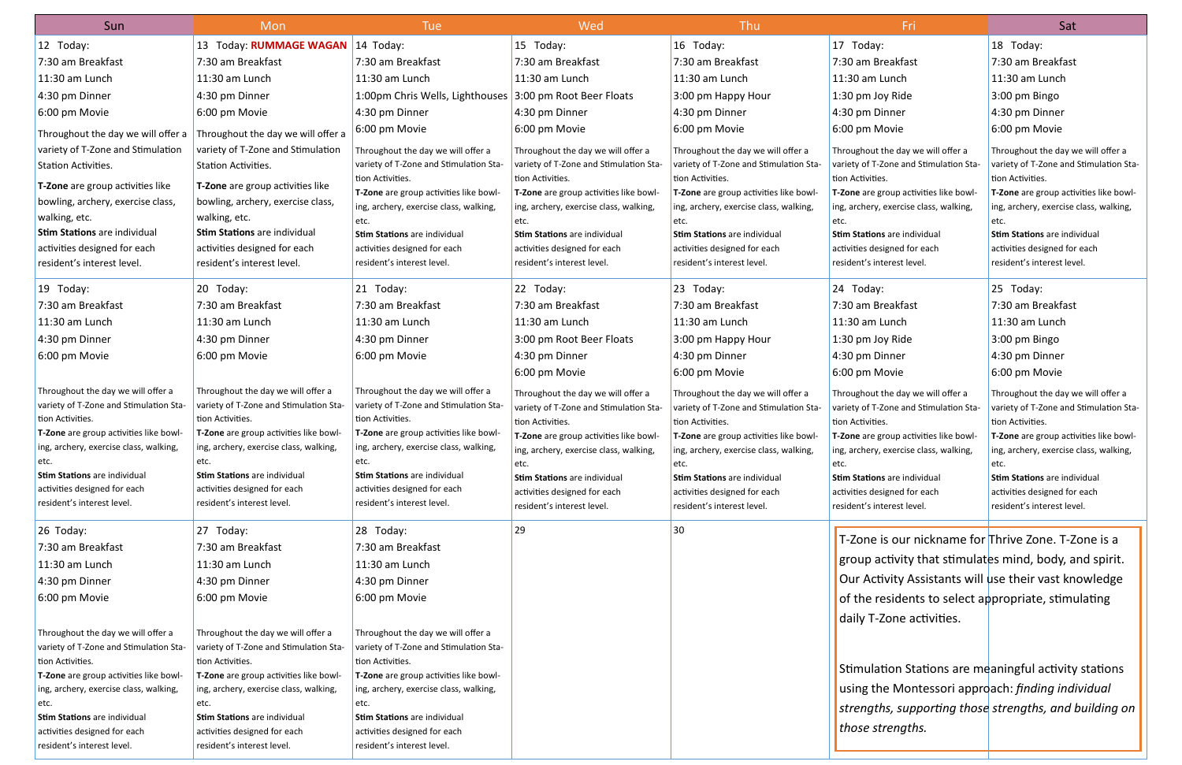| Sun | Mon | Tue | Wed | Thu | Fri | Sat |
|---|---|---|---|---|---|---|
| 12 Today:<br>7:30 am Breakfast<br>11:30 am Lunch<br>4:30 pm Dinner<br>6:00 pm Movie<br><br>Throughout the day we will offer a variety of T-Zone and Stimulation Station Activities.<br>**T-Zone** are group activities like bowling, archery, exercise class, walking, etc.<br>**Stim Stations** are individual activities designed for each resident's interest level. | 13 Today: **RUMMAGE WAGAN**<br>7:30 am Breakfast<br>11:30 am Lunch<br>4:30 pm Dinner<br>6:00 pm Movie<br><br>Throughout the day we will offer a variety of T-Zone and Stimulation Station Activities.<br>**T-Zone** are group activities like bowling, archery, exercise class, walking, etc.<br>**Stim Stations** are individual activities designed for each resident's interest level. | 14 Today:<br>7:30 am Breakfast<br>11:30 am Lunch<br>1:00pm Chris Wells, Lighthouses<br>4:30 pm Dinner<br>6:00 pm Movie<br><br>Throughout the day we will offer a variety of T-Zone and Stimulation Station Activities.<br>**T-Zone** are group activities like bowling, archery, exercise class, walking, etc.<br>**Stim Stations** are individual activities designed for each resident's interest level. | 15 Today:<br>7:30 am Breakfast<br>11:30 am Lunch<br>3:00 pm Root Beer Floats<br>4:30 pm Dinner<br>6:00 pm Movie<br><br>Throughout the day we will offer a variety of T-Zone and Stimulation Station Activities.<br>**T-Zone** are group activities like bowling, archery, exercise class, walking, etc.<br>**Stim Stations** are individual activities designed for each resident's interest level. | 16 Today:<br>7:30 am Breakfast<br>11:30 am Lunch<br>3:00 pm Happy Hour<br>4:30 pm Dinner<br>6:00 pm Movie<br><br>Throughout the day we will offer a variety of T-Zone and Stimulation Station Activities.<br>**T-Zone** are group activities like bowling, archery, exercise class, walking, etc.<br>**Stim Stations** are individual activities designed for each resident's interest level. | 17 Today:<br>7:30 am Breakfast<br>11:30 am Lunch<br>1:30 pm Joy Ride<br>4:30 pm Dinner<br>6:00 pm Movie<br><br>Throughout the day we will offer a variety of T-Zone and Stimulation Station Activities.<br>**T-Zone** are group activities like bowling, archery, exercise class, walking, etc.<br>**Stim Stations** are individual activities designed for each resident's interest level. | 18 Today:<br>7:30 am Breakfast<br>11:30 am Lunch<br>3:00 pm Bingo<br>4:30 pm Dinner<br>6:00 pm Movie<br><br>Throughout the day we will offer a variety of T-Zone and Stimulation Station Activities.<br>**T-Zone** are group activities like bowling, archery, exercise class, walking, etc.<br>**Stim Stations** are individual activities designed for each resident's interest level. |
| 19 Today:<br>7:30 am Breakfast<br>11:30 am Lunch<br>4:30 pm Dinner<br>6:00 pm Movie<br><br>Throughout the day we will offer a variety of T-Zone and Stimulation Station Activities.<br>**T-Zone** are group activities like bowling, archery, exercise class, walking, etc.<br>**Stim Stations** are individual activities designed for each resident's interest level. | 20 Today:<br>7:30 am Breakfast<br>11:30 am Lunch<br>4:30 pm Dinner<br>6:00 pm Movie<br><br>Throughout the day we will offer a variety of T-Zone and Stimulation Station Activities.<br>**T-Zone** are group activities like bowling, archery, exercise class, walking, etc.<br>**Stim Stations** are individual activities designed for each resident's interest level. | 21 Today:<br>7:30 am Breakfast<br>11:30 am Lunch<br>4:30 pm Dinner<br>6:00 pm Movie<br><br>Throughout the day we will offer a variety of T-Zone and Stimulation Station Activities.<br>**T-Zone** are group activities like bowling, archery, exercise class, walking, etc.<br>**Stim Stations** are individual activities designed for each resident's interest level. | 22 Today:<br>7:30 am Breakfast<br>11:30 am Lunch<br>3:00 pm Root Beer Floats<br>4:30 pm Dinner<br>6:00 pm Movie<br><br>Throughout the day we will offer a variety of T-Zone and Stimulation Station Activities.<br>**T-Zone** are group activities like bowling, archery, exercise class, walking, etc.<br>**Stim Stations** are individual activities designed for each resident's interest level. | 23 Today:<br>7:30 am Breakfast<br>11:30 am Lunch<br>3:00 pm Happy Hour<br>4:30 pm Dinner<br>6:00 pm Movie<br><br>Throughout the day we will offer a variety of T-Zone and Stimulation Station Activities.<br>**T-Zone** are group activities like bowling, archery, exercise class, walking, etc.<br>**Stim Stations** are individual activities designed for each resident's interest level. | 24 Today:<br>7:30 am Breakfast<br>11:30 am Lunch<br>1:30 pm Joy Ride<br>4:30 pm Dinner<br>6:00 pm Movie<br><br>Throughout the day we will offer a variety of T-Zone and Stimulation Station Activities.<br>**T-Zone** are group activities like bowling, archery, exercise class, walking, etc.<br>**Stim Stations** are individual activities designed for each resident's interest level. | 25 Today:<br>7:30 am Breakfast<br>11:30 am Lunch<br>3:00 pm Bingo<br>4:30 pm Dinner<br>6:00 pm Movie<br><br>Throughout the day we will offer a variety of T-Zone and Stimulation Station Activities.<br>**T-Zone** are group activities like bowling, archery, exercise class, walking, etc.<br>**Stim Stations** are individual activities designed for each resident's interest level. |
| 26 Today:<br>7:30 am Breakfast<br>11:30 am Lunch<br>4:30 pm Dinner<br>6:00 pm Movie<br><br>Throughout the day we will offer a variety of T-Zone and Stimulation Station Activities.<br>**T-Zone** are group activities like bowling, archery, exercise class, walking, etc.<br>**Stim Stations** are individual activities designed for each resident's interest level. | 27 Today:<br>7:30 am Breakfast<br>11:30 am Lunch<br>4:30 pm Dinner<br>6:00 pm Movie<br><br>Throughout the day we will offer a variety of T-Zone and Stimulation Station Activities.<br>**T-Zone** are group activities like bowling, archery, exercise class, walking, etc.<br>**Stim Stations** are individual activities designed for each resident's interest level. | 28 Today:<br>7:30 am Breakfast<br>11:30 am Lunch<br>4:30 pm Dinner<br>6:00 pm Movie<br><br>Throughout the day we will offer a variety of T-Zone and Stimulation Station Activities.<br>**T-Zone** are group activities like bowling, archery, exercise class, walking, etc.<br>**Stim Stations** are individual activities designed for each resident's interest level. | 29 | 30 | | |

T-Zone is our nickname for Thrive Zone. T-Zone is a group activity that stimulates mind, body, and spirit. Our Activity Assistants will use their vast knowledge of the residents to select appropriate, stimulating daily T-Zone activities.

Stimulation Stations are meaningful activity stations using the Montessori approach: *finding individual strengths, supporting those strengths, and building on those strengths.*